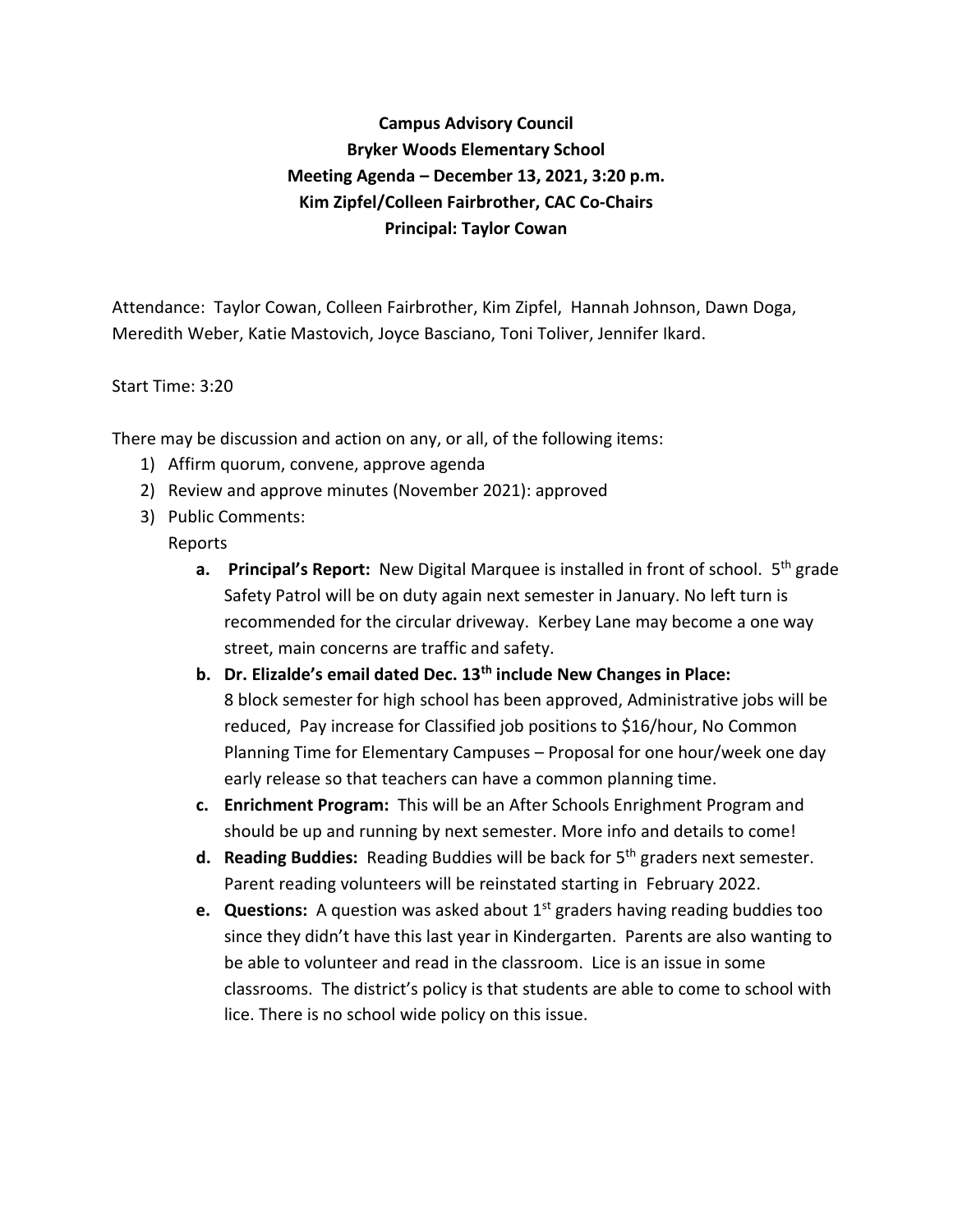**Campus Advisory Council**
**Bryker Woods Elementary School**
**Meeting Agenda – December 13, 2021, 3:20 p.m.**
**Kim Zipfel/Colleen Fairbrother, CAC Co-Chairs**
**Principal: Taylor Cowan**

Attendance: Taylor Cowan, Colleen Fairbrother, Kim Zipfel, Hannah Johnson, Dawn Doga, Meredith Weber, Katie Mastovich, Joyce Basciano, Toni Toliver, Jennifer Ikard.

Start Time: 3:20

There may be discussion and action on any, or all, of the following items:

1) Affirm quorum, convene, approve agenda
2) Review and approve minutes (November 2021): approved
3) Public Comments:
   Reports
   - **a. Principal's Report:** New Digital Marquee is installed in front of school. 5th grade Safety Patrol will be on duty again next semester in January. No left turn is recommended for the circular driveway. Kerbey Lane may become a one way street, main concerns are traffic and safety.
   - **b. Dr. Elizalde's email dated Dec. 13th include New Changes in Place:** 8 block semester for high school has been approved, Administrative jobs will be reduced, Pay increase for Classified job positions to $16/hour, No Common Planning Time for Elementary Campuses – Proposal for one hour/week one day early release so that teachers can have a common planning time.
   - **c. Enrichment Program:** This will be an After Schools Enrighment Program and should be up and running by next semester. More info and details to come!
   - **d. Reading Buddies:** Reading Buddies will be back for 5th graders next semester. Parent reading volunteers will be reinstated starting in February 2022.
   - **e. Questions:** A question was asked about 1st graders having reading buddies too since they didn't have this last year in Kindergarten. Parents are also wanting to be able to volunteer and read in the classroom. Lice is an issue in some classrooms. The district's policy is that students are able to come to school with lice. There is no school wide policy on this issue.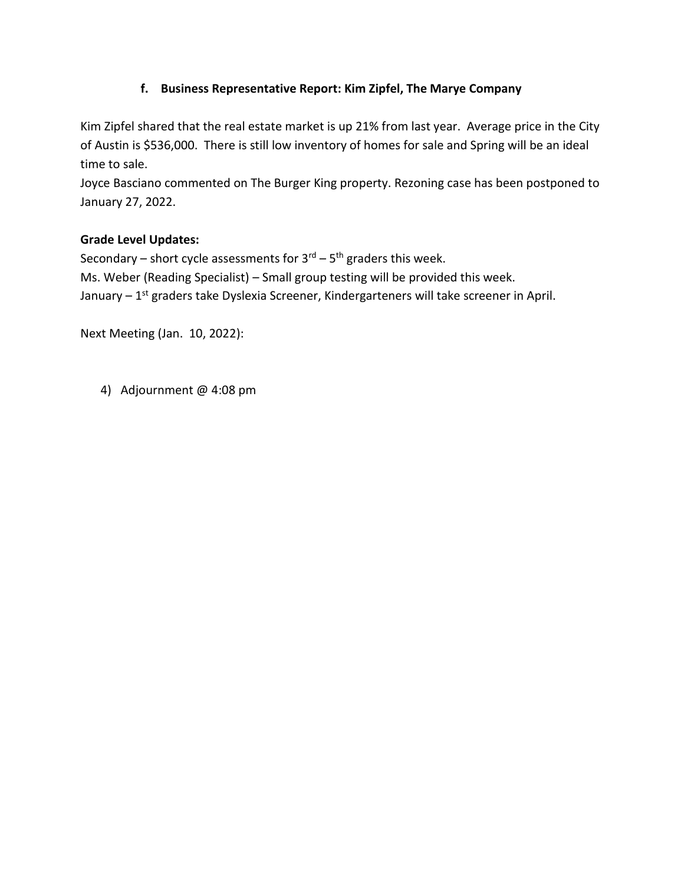#### f. Business Representative Report: Kim Zipfel, The Marye Company

Kim Zipfel shared that the real estate market is up 21% from last year. Average price in the City of Austin is $536,000. There is still low inventory of homes for sale and Spring will be an ideal time to sale.
Joyce Basciano commented on The Burger King property. Rezoning case has been postponed to January 27, 2022.

**Grade Level Updates:**
Secondary – short cycle assessments for 3rd – 5th graders this week.
Ms. Weber (Reading Specialist) – Small group testing will be provided this week.
January – 1st graders take Dyslexia Screener, Kindergarteners will take screener in April.

Next Meeting (Jan. 10, 2022):

4) Adjournment @ 4:08 pm